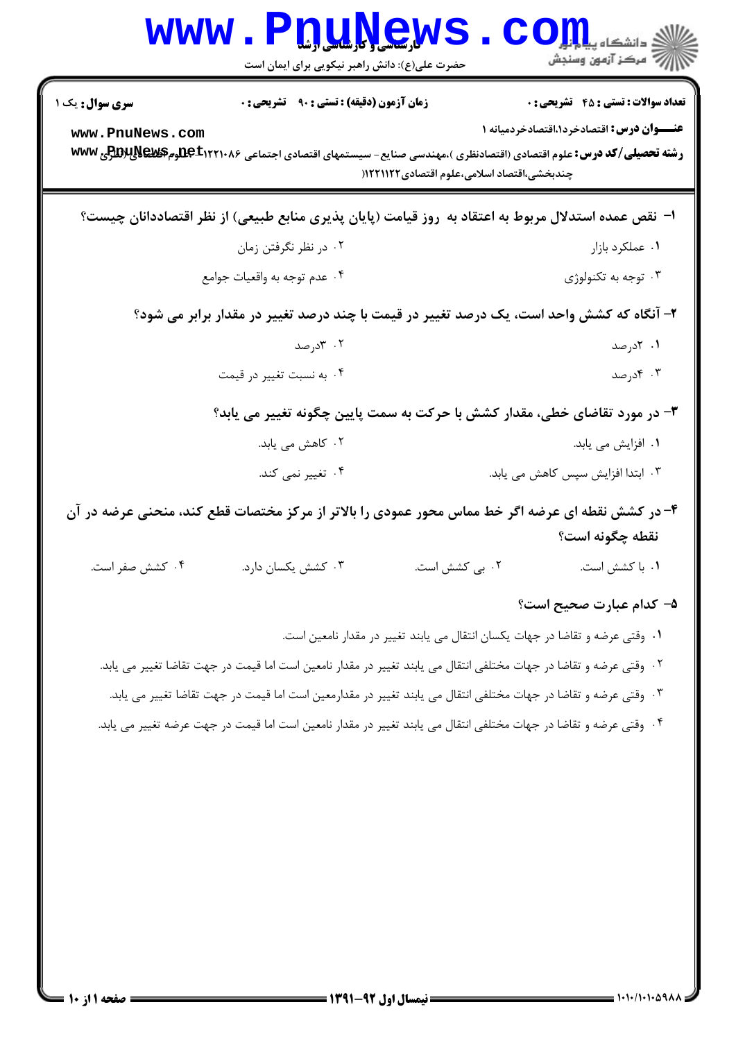**سری سوال:** یک ۱

**زمان آزمون (دقیقه) : تستی : ۹۰ تشریحی : ۰**

**تعداد سوالات : تستی : ۴۵ تشریحی : ۰**

**عنـــوان درس:** اقتصادخرد۱،اقتصادخردمیانه ۱

**رشته تحصیلی/کد درس:** علوم اقتصادی (اقتصادنظری )،مهندسی صنایع - سیستمهای اقتصادی اجتماعی ۱۲۲۱۰۸۶ - علوم اقتصادی (نظری چندبخشی،اقتصاد اسلامی،علوم اقتصادی ۱۲۲۱۱۲۲)

۱- نقص عمده استدلال مربوط به اعتقاد به روز قیامت (پایان پذیری منابع طبیعی) از نظر اقتصاددانان چیست؟

۱. عملکرد بازار

۲. در نظر نگرفتن زمان

۳. توجه به تکنولوژی

۴. عدم توجه به واقعیات جوامع

۲- آنگاه که کشش واحد است، یک درصد تغییر در قیمت با چند درصد تغییر در مقدار برابر می شود؟

۱. ۲درصد

۲. ۳درصد

۳. ۴درصد

۴. به نسبت تغییر در قیمت

۳- در مورد تقاضای خطی، مقدار کشش با حرکت به سمت پایین چگونه تغییر می یابد؟

۱. افزایش می یابد.

۲. کاهش می یابد.

۳. ابتدا افزایش سپس کاهش می یابد.

۴. تغییر نمی کند.

۴- در کشش نقطه ای عرضه اگر خط مماس محور عمودی را بالاتر از مرکز مختصات قطع کند، منحنی عرضه در آن نقطه چگونه است؟

۱. با کشش است.

۲. بی کشش است.

۳. کشش یکسان دارد.

۴. کشش صفر است.

۵- کدام عبارت صحیح است؟

۱. وقتی عرضه و تقاضا در جهات یکسان انتقال می یابند تغییر در مقدار نامعین است.

۲. وقتی عرضه و تقاضا در جهات مختلفی انتقال می یابند تغییر در مقدار نامعین است اما قیمت در جهت تقاضا تغییر می یابد.

۳. وقتی عرضه و تقاضا در جهات مختلفی انتقال می یابند تغییر در مقدارمعین است اما قیمت در جهت تقاضا تغییر می یابد.

۴. وقتی عرضه و تقاضا در جهات مختلفی انتقال می یابند تغییر در مقدار نامعین است اما قیمت در جهت عرضه تغییر می یابد.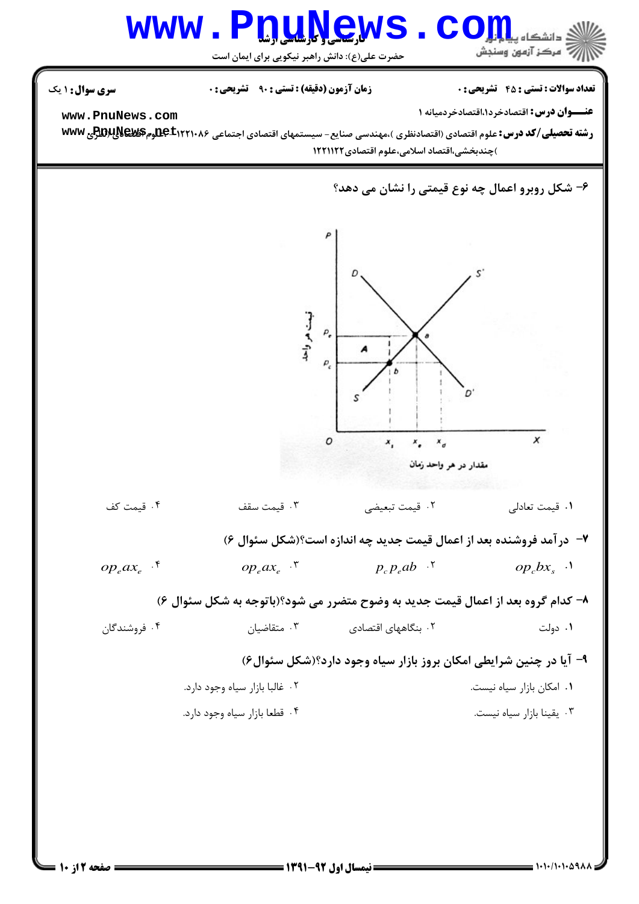۶- شکل روبرو اعمال چه نوع قیمتی را نشان می دهد؟

۱. قیمت تعادلی
۲. قیمت تبعیضی
۳. قیمت سقف
۴. قیمت کف

۷- درآمد فروشنده بعد از اعمال قیمت جدید چه اندازه است؟(شکل سئوال ۶)

۱. $op_c bx_s$
۲. $p_c p_e ab$
۳. $op_e ax_e$
۴. $op_e ax_e$

۸- کدام گروه بعد از اعمال قیمت جدید به وضوح متضرر می شود؟(باتوجه به شکل سئوال ۶)

۱. دولت
۲. بنگاههای اقتصادی
۳. متقاضیان
۴. فروشندگان

۹- آیا در چنین شرایطی امکان بروز بازار سیاه وجود دارد؟(شکل سئوال۶)

۱. امکان بازار سیاه نیست.
۲. غالبا بازار سیاه وجود دارد.
۳. یقینا بازار سیاه نیست.
۴. قطعا بازار سیاه وجود دارد.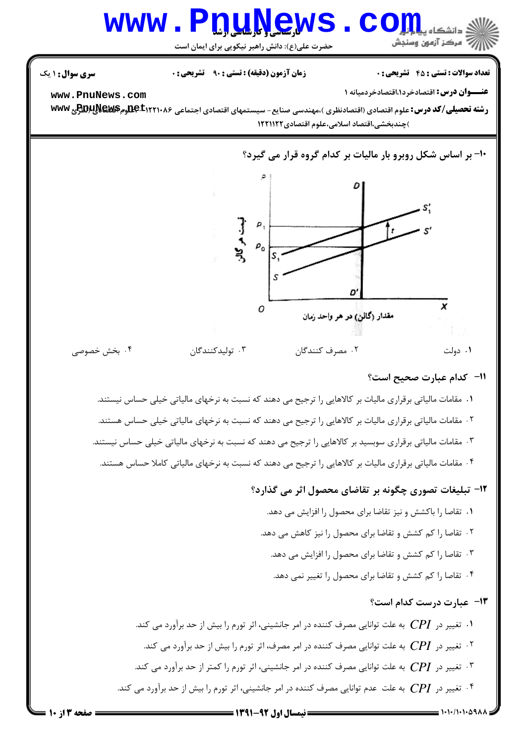سری سؤال: ۱ یک

زمان آزمون (دقیقه) : تستی : ۹۰ تشریحی : ۰

تعداد سوالات : تستی : ۴۵ تشریحی : ۰

**عنـــوان درس:** اقتصادخرد۱،اقتصادخردمیانه ۱

**رشته تحصیلی/کد درس:** علوم اقتصادی (اقتصادنظری )،مهندسی صنایع- سیستمهای اقتصادی اجتماعی ۱۲۲۱۰۸۶ - ،علوم اقتصادی (نظری )چندبخشی،اقتصاد اسلامی،علوم اقتصادی۱۲۲۱۱۲۲

**۱۰- بر اساس شکل روبرو بار مالیات بر کدام گروه قرار می گیرد؟**

۱. دولت

۲. مصرف کنندگان

۳. تولیدکنندگان

۴. بخش خصوصی

**۱۱- کدام عبارت صحیح است؟**

۱. مقامات مالیاتی برقراری مالیات بر کالاهایی را ترجیح می دهند که نسبت به نرخهای مالیاتی خیلی حساس نیستند.

۲. مقامات مالیاتی برقراری مالیات بر کالاهایی را ترجیح می دهند که نسبت به نرخهای مالیاتی خیلی حساس هستند.

۳. مقامات مالیاتی برقراری سوبسید بر کالاهایی را ترجیح می دهند که نسبت به نرخهای مالیاتی خیلی حساس نیستند.

۴. مقامات مالیاتی برقراری مالیات بر کالاهایی را ترجیح می دهند که نسبت به نرخهای مالیاتی کاملا حساس هستند.

**۱۲- تبلیغات تصوری چگونه بر تقاضای محصول اثر می گذارد؟**

۱. تقاضا را باکشش و نیز تقاضا برای محصول را افزایش می دهد.

۲. تقاضا را کم کشش و تقاضا برای محصول را نیز کاهش می دهد.

۳. تقاضا را کم کشش و تقاضا برای محصول را افزایش می دهد.

۴. تقاضا را کم کشش و تقاضا برای محصول را تغییر نمی دهد.

**۱۳- عبارت درست کدام است؟**

۱. تغییر در $CPI$ به علت توانایی مصرف کننده در امر جانشینی، اثر تورم را بیش از حد برآورد می کند.

۲. تغییر در $CPI$ به علت توانایی مصرف کننده در امر مصرف، اثر تورم را بیش از حد برآورد می کند.

۳. تغییر در $CPI$ به علت توانایی مصرف کننده در امر جانشینی، اثر تورم را کمتر از حد برآورد می کند.

۴. تغییر در $CPI$ به علت عدم توانایی مصرف کننده در امر جانشینی، اثر تورم را بیش از حد برآورد می کند.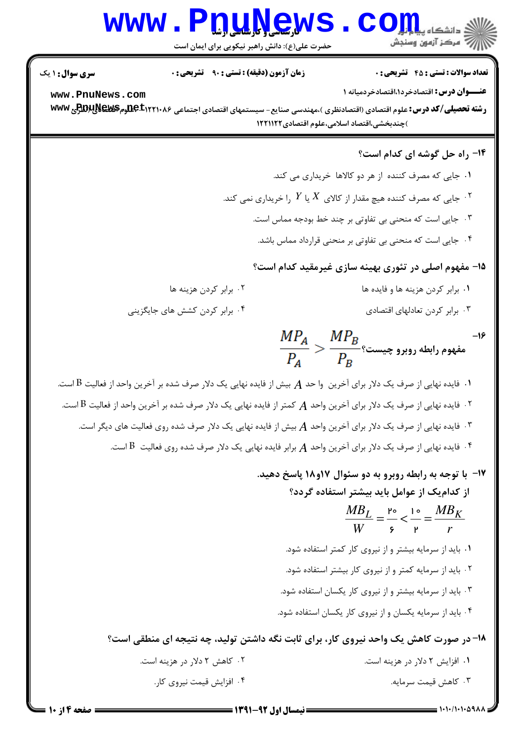**سری سوال:** ۱ یک

**زمان آزمون (دقیقه) : تستی :** ۹۰ **تشریحی :** ۰

**تعداد سوالات : تستی :** ۴۵ **تشریحی :** ۰

**عنـــوان درس:** اقتصادخرد۱،اقتصادخردمیانه ۱

**رشته تحصیلی/کد درس:** علوم اقتصادی (اقتصادنظری )،مهندسی صنایع - سیستمهای اقتصادی اجتماعی ۱۲۲۱۰۸۶ - علوم اقتصادی (نظری )چندبخشی،اقتصاد اسلامی،علوم اقتصادی۱۲۲۱۱۲۲

**۱۴- راه حل گوشه ای کدام است؟**

۱. جایی که مصرف کننده از هر دو کالاها خریداری می کند.

۲. جایی که مصرف کننده هیچ مقدار از کالای $X$ یا $Y$ را خریداری نمی کند.

۳. جایی است که منحنی بی تفاوتی بر چند خط بودجه مماس است.

۴. جایی است که منحنی بی تفاوتی بر منحنی قرارداد مماس باشد.

**۱۵- مفهوم اصلی در تئوری بهینه سازی غیرمقید کدام است؟**

۱. برابر کردن هزینه ها و فایده ها

۲. برابر کردن هزینه ها

۳. برابر کردن تعادلهای اقتصادی

۴. برابر کردن کشش های جایگزینی

**۱۶- مفهوم رابطه روبرو چیست؟** $\dfrac{MP_A}{P_A} > \dfrac{MP_B}{P_B}$

۱. فایده نهایی از صرف یک دلار برای آخرین واحد $A$ بیش از فایده نهایی یک دلار صرف شده بر آخرین واحد از فعالیت B است.

۲. فایده نهایی از صرف یک دلار برای آخرین واحد $A$ کمتر از فایده نهایی یک دلار صرف شده بر آخرین واحد از فعالیت B است.

۳. فایده نهایی از صرف یک دلار برای آخرین واحد $A$ بیش از فایده نهایی یک دلار صرف شده روی فعالیت های دیگر است.

۴. فایده نهایی از صرف یک دلار برای آخرین واحد $A$ برابر فایده نهایی یک دلار صرف شده روی فعالیت B است.

**۱۷- با توجه به رابطه روبرو به دو سئوال ۱۷و۱۸ پاسخ دهید.**
**از کدام‌یک از عوامل باید بیشتر استفاده گردد؟**

$$\frac{MB_L}{W} = \frac{20}{6} < \frac{10}{2} = \frac{MB_K}{r}$$

۱. باید از سرمایه بیشتر و از نیروی کار کمتر استفاده شود.

۲. باید از سرمایه کمتر و از نیروی کار بیشتر استفاده شود.

۳. باید از سرمایه بیشتر و از نیروی کار یکسان استفاده شود.

۴. باید از سرمایه یکسان و از نیروی کار یکسان استفاده شود.

**۱۸- در صورت کاهش یک واحد نیروی کار، برای ثابت نگه داشتن تولید، چه نتیجه ای منطقی است؟**

۱. افزایش ۲ دلار در هزینه است.

۲. کاهش ۲ دلار در هزینه است.

۳. کاهش قیمت سرمایه.

۴. افزایش قیمت نیروی کار.

نیمسال اول ۹۲-۱۳۹۱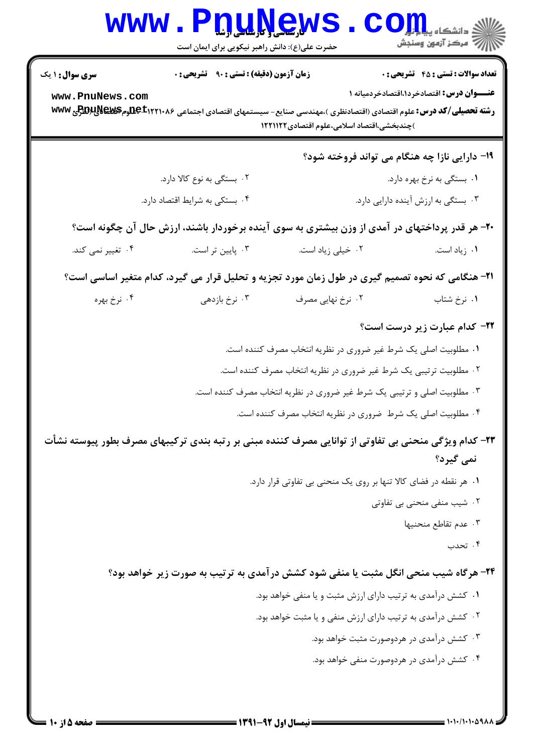**سری سوال:** ۱ یک

**زمان آزمون (دقیقه) : تستی :** ۹۰ **تشریحی :** ۰

**تعداد سوالات : تستی :** ۴۵ **تشریحی :** ۰

**عنــوان درس:** اقتصادخرد۱،اقتصادخردمیانه ۱

**رشته تحصیلی/کد درس:** علوم اقتصادی (اقتصادنظری )،مهندسی صنایع - سیستمهای اقتصادی اجتماعی ۱۲۲۱۰۸۶ - علوم اقتصادی (نظری )چندبخشی،اقتصاد اسلامی،علوم اقتصادی۱۲۲۱۱۲۲

۱۹- دارایی نازا چه هنگام می تواند فروخته شود؟

۱. بستگی به نرخ بهره دارد.

۲. بستگی به نوع کالا دارد.

۳. بستگی به ارزش آینده دارایی دارد.

۴. بستکی به شرایط اقتصاد دارد.

۲۰- هر قدر پرداختهای در آمدی از وزن بیشتری به سوی آینده برخوردار باشند، ارزش حال آن چگونه است؟

۱. زیاد است.

۲. خیلی زیاد است.

۳. پایین تر است.

۴. تغییر نمی کند.

۲۱- هنگامی که نحوه تصمیم گیری در طول زمان مورد تجزیه و تحلیل قرار می گیرد، کدام متغیر اساسی است؟

۱. نرخ شتاب

۲. نرخ نهایی مصرف

۳. نرخ بازدهی

۴. نرخ بهره

۲۲- کدام عبارت زیر درست است؟

۱. مطلوبیت اصلی یک شرط غیر ضروری در نظریه انتخاب مصرف کننده است.

۲. مطلوبیت ترتیبی یک شرط غیر ضروری در نظریه انتخاب مصرف کننده است.

۳. مطلوبیت اصلی و ترتیبی یک شرط غیر ضروری در نظریه انتخاب مصرف کننده است.

۴. مطلوبیت اصلی یک شرط ضروری در نظریه انتخاب مصرف کننده است.

۲۳- کدام ویژگی منحنی بی تفاوتی از توانایی مصرف کننده مبنی بر رتبه بندی ترکیبهای مصرف بطور پیوسته نشأت نمی گیرد؟

۱. هر نقطه در فضای کالا تنها بر روی یک منحنی بی تفاوتی قرار دارد.

۲. شیب منفی منحنی بی تفاوتی

۳. عدم تقاطع منحنیها

۴. تحدب

۲۴- هرگاه شیب منحی انگل مثبت یا منفی شود کشش درآمدی به ترتیب به صورت زیر خواهد بود؟

۱. کشش درآمدی به ترتیب دارای ارزش مثبت و یا منفی خواهد بود.

۲. کشش درآمدی به ترتیب دارای ارزش منفی و یا مثبت خواهد بود.

۳. کشش درآمدی در هردوصورت مثبت خواهد بود.

۴. کشش درآمدی در هردوصورت منفی خواهد بود.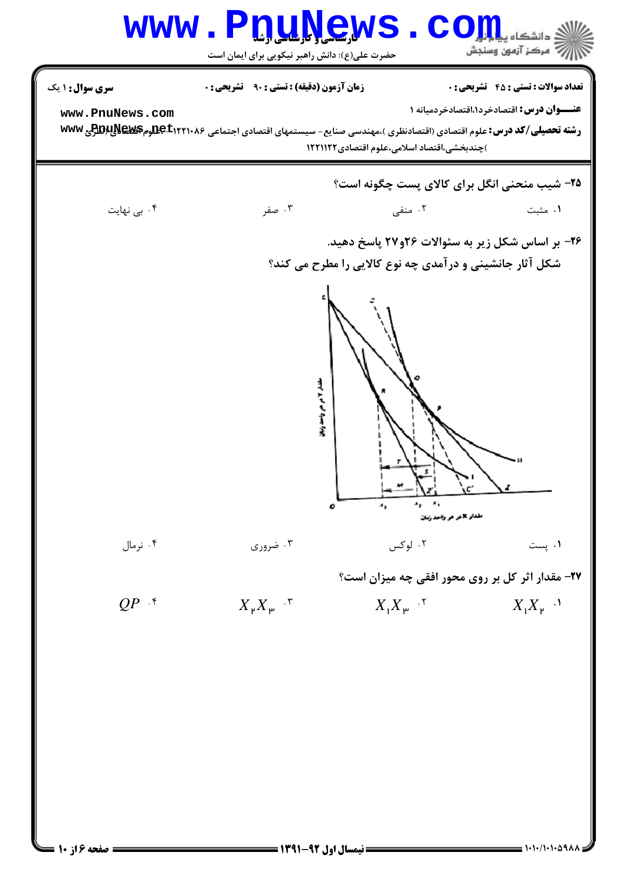**۲۵- شیب منحنی انگل برای کالای پست چگونه است؟**

۱. مثبت
۲. منفی
۳. صفر
۴. بی نهایت

**۲۶- بر اساس شکل زیر به سئوالات ۲۶و۲۷ پاسخ دهید.**

**شکل آثار جانشینی و درآمدی چه نوع کالایی را مطرح می کند؟**

۱. پست
۲. لوکس
۳. ضروری
۴. نرمال

**۲۷- مقدار اثر کل بر روی محور افقی چه میزان است؟**

۱. $X_1X_2$
۲. $X_1X_3$
۳. $X_2X_3$
۴. $QP$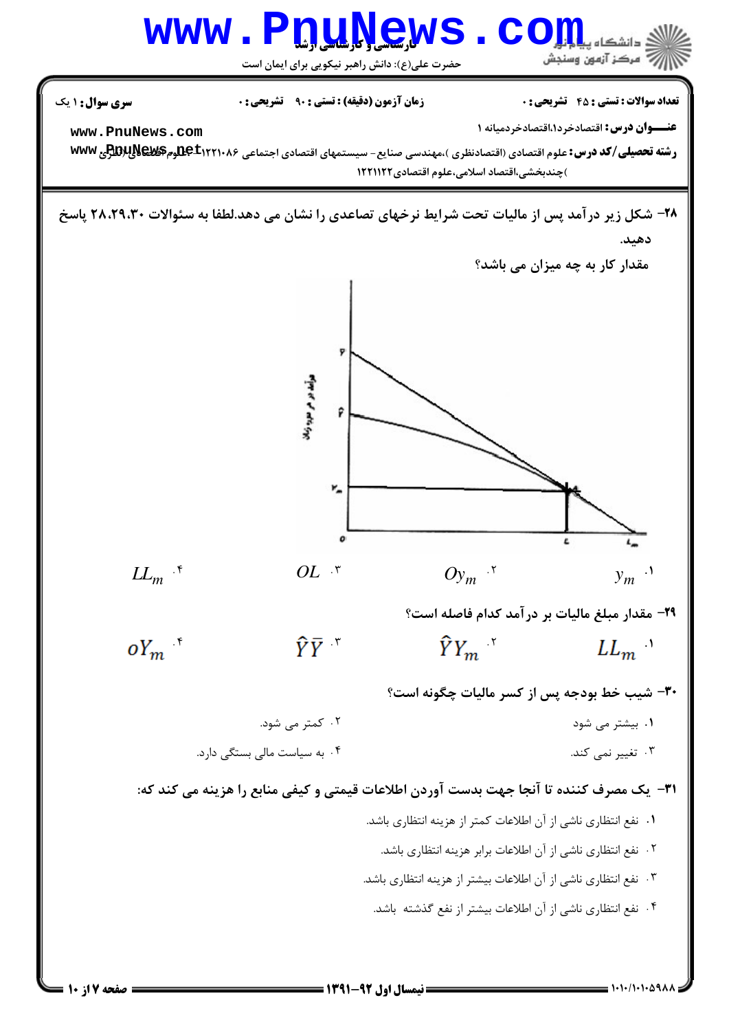**۲۸-** شکل زیر درآمد پس از مالیات تحت شرایط نرخهای تصاعدی را نشان می دهد.لطفا به سئوالات ۲۸،۲۹،۳۰ پاسخ دهید.

مقدار کار به چه میزان می باشد؟

۱. $y_m$

۲. $Oy_m$

۳. $OL$

۴. $LL_m$

**۲۹-** مقدار مبلغ مالیات بر درآمد کدام فاصله است؟

۱. $LL_m$

۲. $\hat{Y}Y_m$

۳. $\hat{Y}\bar{Y}$

۴. $oY_m$

**۳۰-** شیب خط بودجه پس از کسر مالیات چگونه است؟

۱. بیشتر می شود

۲. کمتر می شود.

۳. تغییر نمی کند.

۴. به سیاست مالی بستگی دارد.

**۳۱-** یک مصرف کننده تا آنجا جهت بدست آوردن اطلاعات قیمتی و کیفی منابع را هزینه می کند که:

۱. نفع انتظاری ناشی از آن اطلاعات کمتر از هزینه انتظاری باشد.

۲. نفع انتظاری ناشی از آن اطلاعات برابر هزینه انتظاری باشد.

۳. نفع انتظاری ناشی از آن اطلاعات بیشتر از هزینه انتظاری باشد.

۴. نفع انتظاری ناشی از آن اطلاعات بیشتر از نفع گذشته باشد.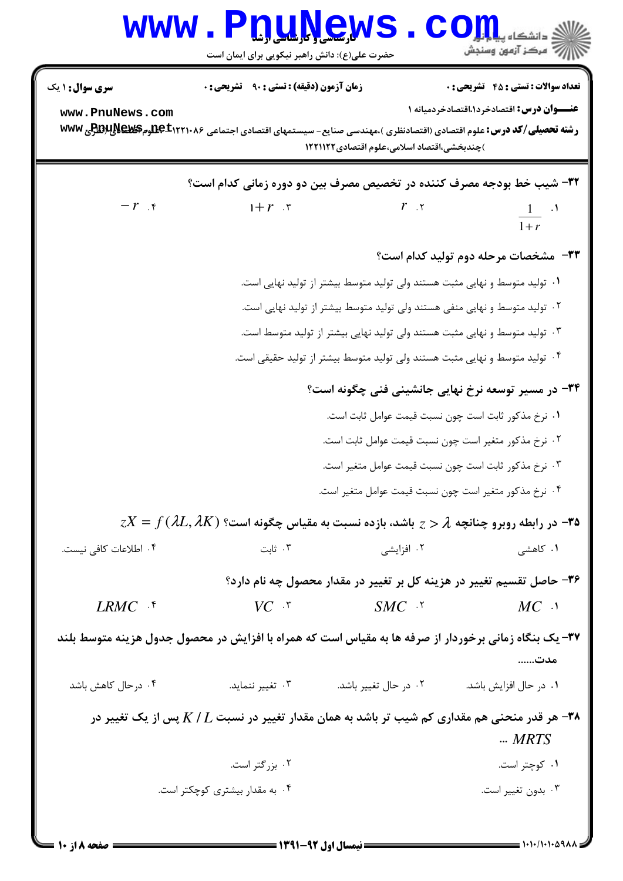۳۲- شیب خط بودجه مصرف کننده در تخصیص مصرف بین دو دوره زمانی کدام است؟

۱. $\frac{1}{1+r}$
۲. $r$
۳. $1+r$
۴. $-r$

۳۳- مشخصات مرحله دوم تولید کدام است؟

۱. تولید متوسط و نهایی مثبت هستند ولی تولید متوسط بیشتر از تولید نهایی است.
۲. تولید متوسط و نهایی منفی هستند ولی تولید متوسط بیشتر از تولید نهایی است.
۳. تولید متوسط و نهایی مثبت هستند ولی تولید نهایی بیشتر از تولید متوسط است.
۴. تولید متوسط و نهایی مثبت هستند ولی تولید متوسط بیشتر از تولید حقیقی است.

۳۴- در مسیر توسعه نرخ نهایی جانشینی فنی چگونه است؟

۱. نرخ مذکور ثابت است چون نسبت قیمت عوامل ثابت است.
۲. نرخ مذکور متغیر است چون نسبت قیمت عوامل ثابت است.
۳. نرخ مذکور ثابت است چون نسبت قیمت عوامل متغیر است.
۴. نرخ مذکور متغیر است چون نسبت قیمت عوامل متغیر است.

۳۵- در رابطه روبرو چنانچه $z > \lambda$ باشد، بازده نسبت به مقیاس چگونه است؟ $zX = f(\lambda L, \lambda K)$

۱. کاهشی
۲. افزایشی
۳. ثابت
۴. اطلاعات کافی نیست.

۳۶- حاصل تقسیم تغییر در هزینه کل بر تغییر در مقدار محصول چه نام دارد؟

۱. $MC$
۲. $SMC$
۳. $VC$
۴. $LRMC$

۳۷- یک بنگاه زمانی برخوردار از صرفه ها به مقیاس است که همراه با افزایش در محصول جدول هزینه متوسط بلند مدت......

۱. در حال افزایش باشد.
۲. در حال تغییر باشد.
۳. تغییر ننماید.
۴. درحال کاهش باشد

۳۸- هر قدر منحنی هم مقداری کم شیب تر باشد به همان مقدار تغییر در نسبت $K / L$ پس از یک تغییر در ... $MRTS$

۱. کوچتر است.
۲. بزرگتر است.
۳. بدون تغییر است.
۴. به مقدار بیشتری کوچکتر است.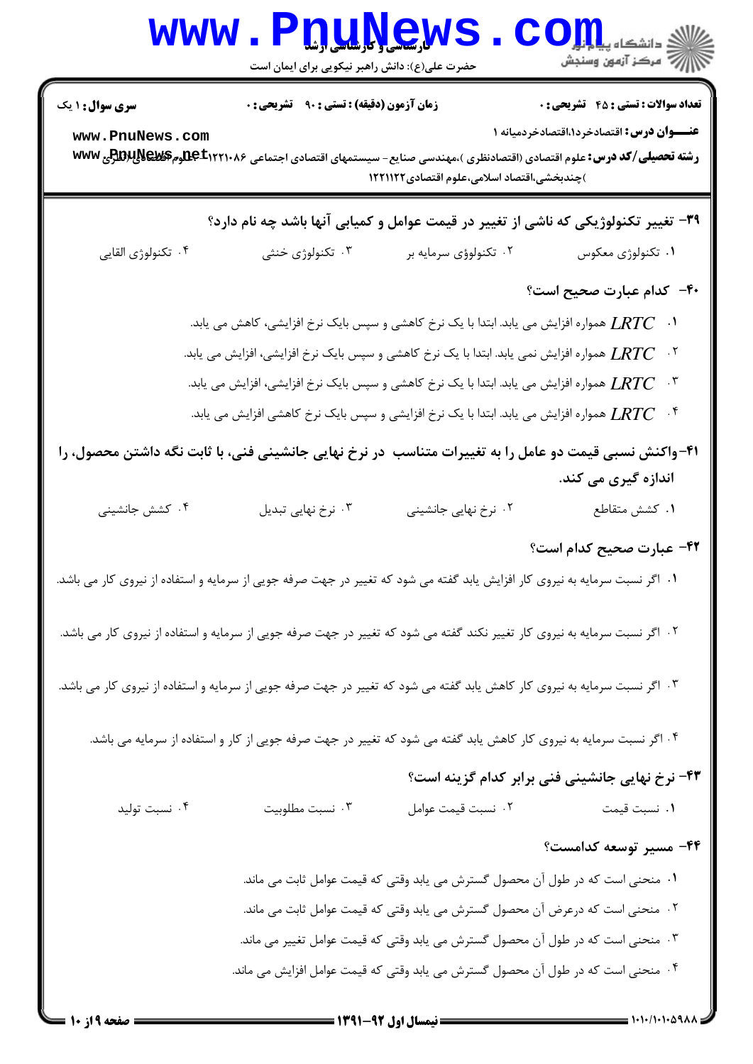**سری سوال:** ۱ یک

**زمان آزمون (دقیقه):** تستی: ۹۰ تشریحی: ۰

**تعداد سوالات:** تستی: ۴۵ تشریحی: ۰

**عنـــوان درس:** اقتصادخرد۱،اقتصادخردمیانه ۱

**رشته تحصیلی/کد درس:** علوم اقتصادی (اقتصادنظری )،مهندسی صنایع - سیستمهای اقتصادی اجتماعی ۱۲۲۱۰۸۶ - علوم اقتصادی (نظری )چندبخشی،اقتصاد اسلامی،علوم اقتصادی ۱۲۲۱۱۲۲

**۳۹- تغییر تکنولوژیکی که ناشی از تغییر در قیمت عوامل و کمیابی آنها باشد چه نام دارد؟**

۱. تکنولوژی معکوس
۲. تکنولوژی سرمایه بر
۳. تکنولوژی خنثی
۴. تکنولوژی القایی

**۴۰- کدام عبارت صحیح است؟**

۱. $LRTC$ همواره افزایش می یابد. ابتدا با یک نرخ کاهشی و سپس بایک نرخ افزایشی، کاهش می یابد.
۲. $LRTC$ همواره افزایش نمی یابد. ابتدا با یک نرخ کاهشی و سپس بایک نرخ افزایشی، افزایش می یابد.
۳. $LRTC$ همواره افزایش می یابد. ابتدا با یک نرخ کاهشی و سپس بایک نرخ افزایشی، افزایش می یابد.
۴. $LRTC$ همواره افزایش می یابد. ابتدا با یک نرخ افزایشی و سپس بایک نرخ کاهشی افزایش می یابد.

**۴۱-واکنش نسبی قیمت دو عامل را به تغییرات متناسب در نرخ نهایی جانشینی فنی، با ثابت نگه داشتن محصول، را اندازه گیری می کند.**

۱. کشش متقاطع
۲. نرخ نهایی جانشینی
۳. نرخ نهایی تبدیل
۴. کشش جانشینی

**۴۲- عبارت صحیح کدام است؟**

۱. اگر نسبت سرمایه به نیروی کار افزایش یابد گفته می شود که تغییر در جهت صرفه جویی از سرمایه و استفاده از نیروی کار می باشد.
۲. اگر نسبت سرمایه به نیروی کار تغییر نکند گفته می شود که تغییر در جهت صرفه جویی از سرمایه و استفاده از نیروی کار می باشد.
۳. اگر نسبت سرمایه به نیروی کار کاهش یابد گفته می شود که تغییر در جهت صرفه جویی از سرمایه و استفاده از نیروی کار می باشد.
۴. اگر نسبت سرمایه به نیروی کار کاهش یابد گفته می شود که تغییر در جهت صرفه جویی از کار و استفاده از سرمایه می باشد.

**۴۳- نرخ نهایی جانشینی فنی برابر کدام گزینه است؟**

۱. نسبت قیمت
۲. نسبت قیمت عوامل
۳. نسبت مطلوبیت
۴. نسبت تولید

**۴۴- مسیر توسعه کدامست؟**

۱. منحنی است که در طول آن محصول گسترش می یابد وقتی که قیمت عوامل ثابت می ماند.
۲. منحنی است که درعرض آن محصول گسترش می یابد وقتی که قیمت عوامل ثابت می ماند.
۳. منحنی است که در طول آن محصول گسترش می یابد وقتی که قیمت عوامل تغییر می ماند.
۴. منحنی است که در طول آن محصول گسترش می یابد وقتی که قیمت عوامل افزایش می ماند.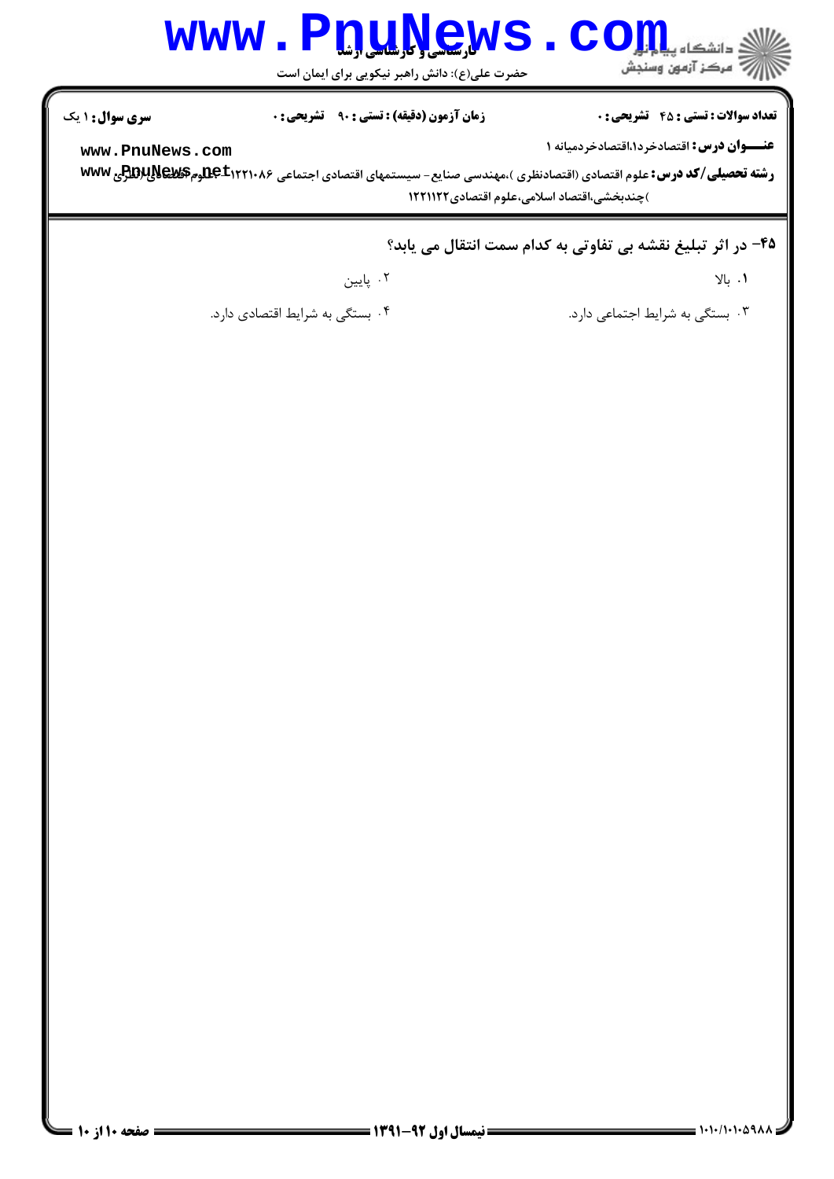۴۵- در اثر تبلیغ نقشه بی تفاوتی به کدام سمت انتقال می یابد؟

۱. بالا

۲. پایین

۳. بستگی به شرایط اجتماعی دارد.

۴. بستگی به شرایط اقتصادی دارد.